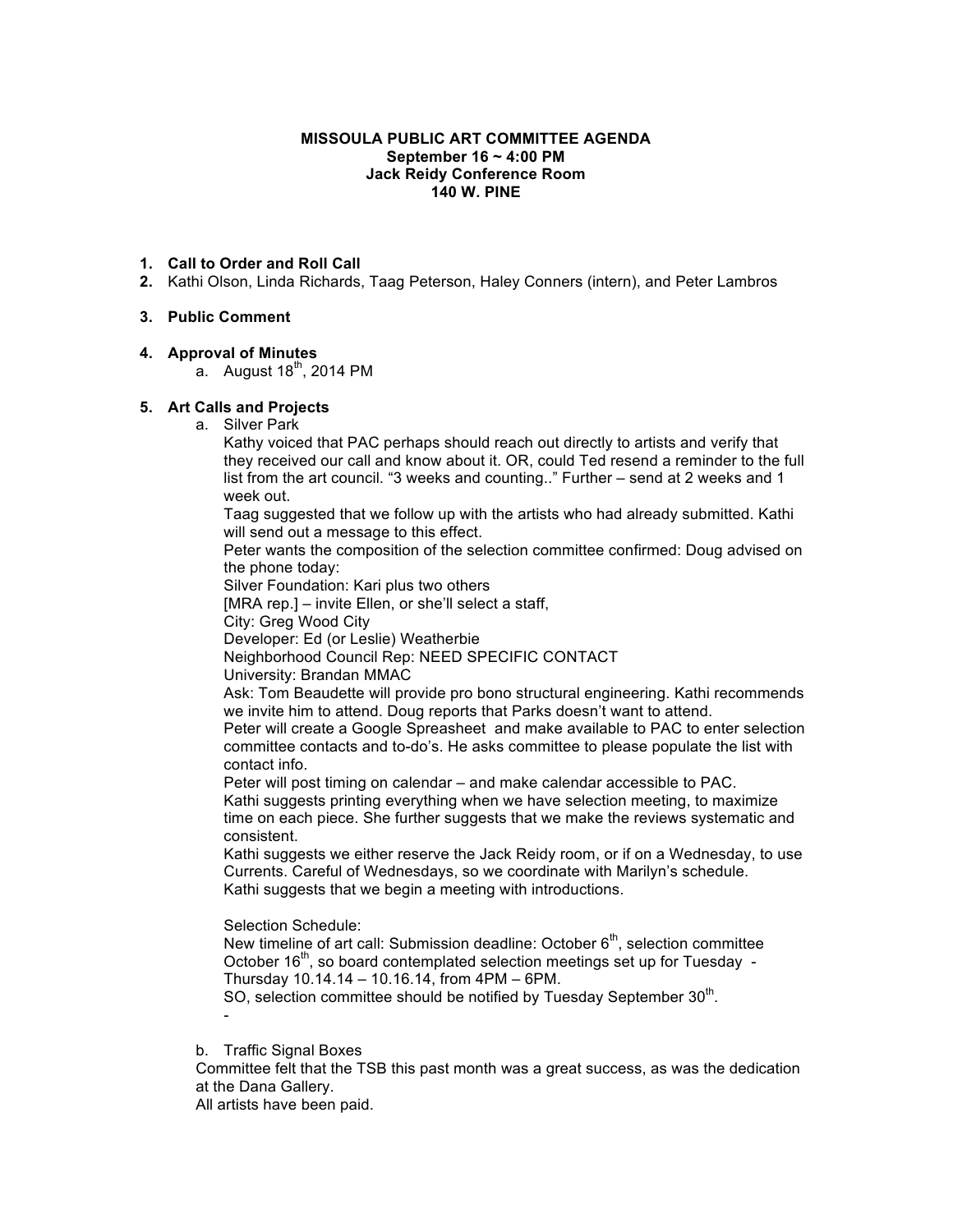**MISSOULA PUBLIC ART COMMITTEE AGENDA**
**September 16 ~ 4:00 PM**
**Jack Reidy Conference Room**
**140 W. PINE**

1. **Call to Order and Roll Call**
2. Kathi Olson, Linda Richards, Taag Peterson, Haley Conners (intern), and Peter Lambros

3. **Public Comment**

4. **Approval of Minutes**
   a. August 18th, 2014 PM

5. **Art Calls and Projects**
   a. Silver Park

      Kathy voiced that PAC perhaps should reach out directly to artists and verify that they received our call and know about it. OR, could Ted resend a reminder to the full list from the art council. "3 weeks and counting.." Further – send at 2 weeks and 1 week out.

      Taag suggested that we follow up with the artists who had already submitted. Kathi will send out a message to this effect.

      Peter wants the composition of the selection committee confirmed: Doug advised on the phone today:

      Silver Foundation: Kari plus two others

      [MRA rep.] – invite Ellen, or she'll select a staff,

      City: Greg Wood City

      Developer: Ed (or Leslie) Weatherbie

      Neighborhood Council Rep: NEED SPECIFIC CONTACT

      University: Brandan MMAC

      Ask: Tom Beaudette will provide pro bono structural engineering. Kathi recommends we invite him to attend. Doug reports that Parks doesn't want to attend.

      Peter will create a Google Spreasheet and make available to PAC to enter selection committee contacts and to-do's. He asks committee to please populate the list with contact info.

      Peter will post timing on calendar – and make calendar accessible to PAC.

      Kathi suggests printing everything when we have selection meeting, to maximize time on each piece. She further suggests that we make the reviews systematic and consistent.

      Kathi suggests we either reserve the Jack Reidy room, or if on a Wednesday, to use Currents. Careful of Wednesdays, so we coordinate with Marilyn's schedule.

      Kathi suggests that we begin a meeting with introductions.

      Selection Schedule:

      New timeline of art call: Submission deadline: October 6th, selection committee October 16th, so board contemplated selection meetings set up for Tuesday - Thursday 10.14.14 – 10.16.14, from 4PM – 6PM.

      SO, selection committee should be notified by Tuesday September 30th.

      -

   b. Traffic Signal Boxes

Committee felt that the TSB this past month was a great success, as was the dedication at the Dana Gallery.

All artists have been paid.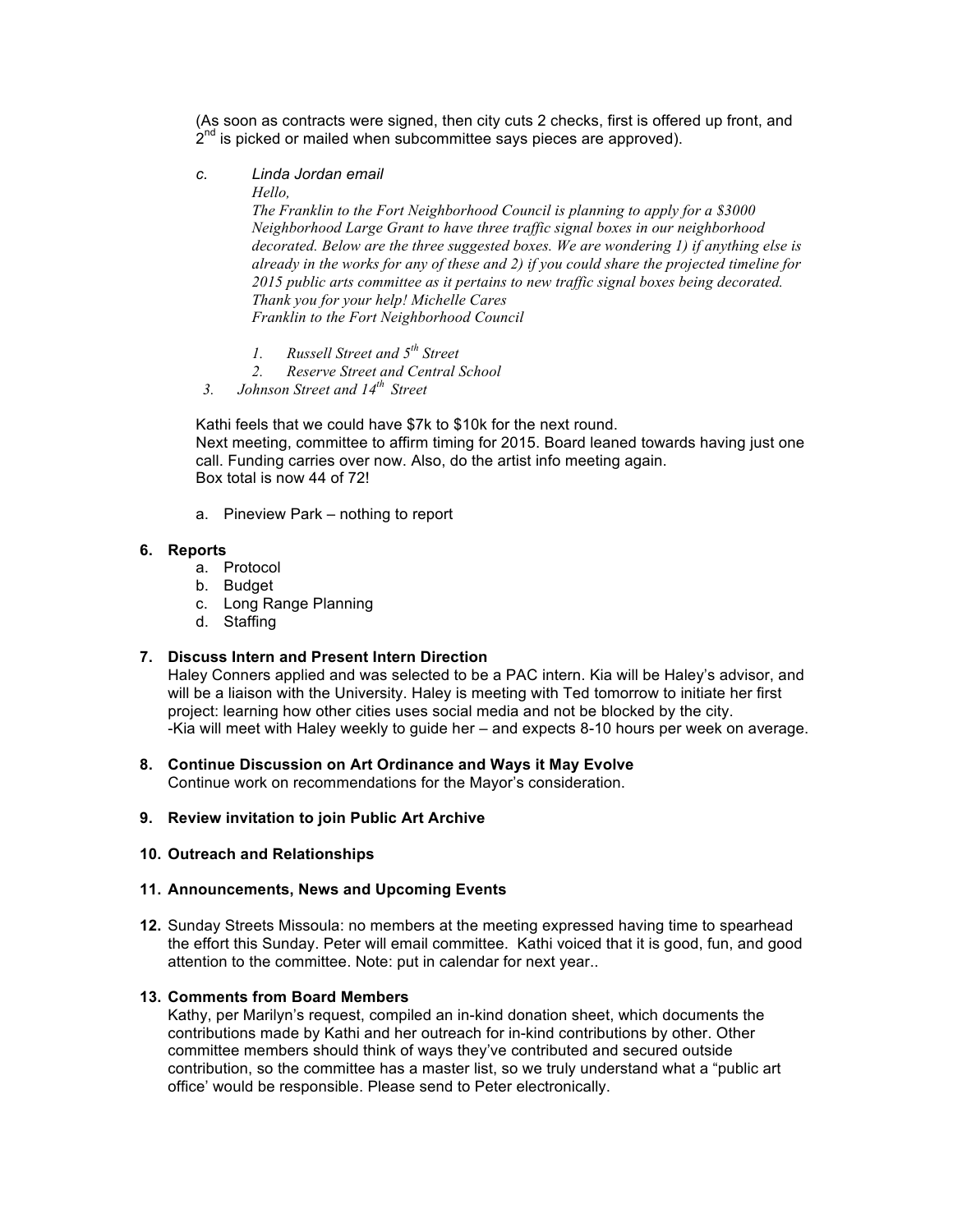(As soon as contracts were signed, then city cuts 2 checks, first is offered up front, and 2nd is picked or mailed when subcommittee says pieces are approved).

c. *Linda Jordan email*

*Hello,*

*The Franklin to the Fort Neighborhood Council is planning to apply for a $3000 Neighborhood Large Grant to have three traffic signal boxes in our neighborhood decorated. Below are the three suggested boxes. We are wondering 1) if anything else is already in the works for any of these and 2) if you could share the projected timeline for 2015 public arts committee as it pertains to new traffic signal boxes being decorated. Thank you for your help! Michelle Cares*

*Franklin to the Fort Neighborhood Council*

1. *Russell Street and 5th Street*
2. *Reserve Street and Central School*
3. *Johnson Street and 14th Street*

Kathi feels that we could have $7k to $10k for the next round.
Next meeting, committee to affirm timing for 2015. Board leaned towards having just one call. Funding carries over now. Also, do the artist info meeting again.
Box total is now 44 of 72!

a. Pineview Park – nothing to report

**6. Reports**

a. Protocol
b. Budget
c. Long Range Planning
d. Staffing

**7. Discuss Intern and Present Intern Direction**

Haley Conners applied and was selected to be a PAC intern. Kia will be Haley's advisor, and will be a liaison with the University. Haley is meeting with Ted tomorrow to initiate her first project: learning how other cities uses social media and not be blocked by the city.
-Kia will meet with Haley weekly to guide her – and expects 8-10 hours per week on average.

**8. Continue Discussion on Art Ordinance and Ways it May Evolve**

Continue work on recommendations for the Mayor's consideration.

**9. Review invitation to join Public Art Archive**

**10. Outreach and Relationships**

**11. Announcements, News and Upcoming Events**

**12.** Sunday Streets Missoula: no members at the meeting expressed having time to spearhead the effort this Sunday. Peter will email committee. Kathi voiced that it is good, fun, and good attention to the committee. Note: put in calendar for next year..

**13. Comments from Board Members**

Kathy, per Marilyn's request, compiled an in-kind donation sheet, which documents the contributions made by Kathi and her outreach for in-kind contributions by other. Other committee members should think of ways they've contributed and secured outside contribution, so the committee has a master list, so we truly understand what a "public art office' would be responsible. Please send to Peter electronically.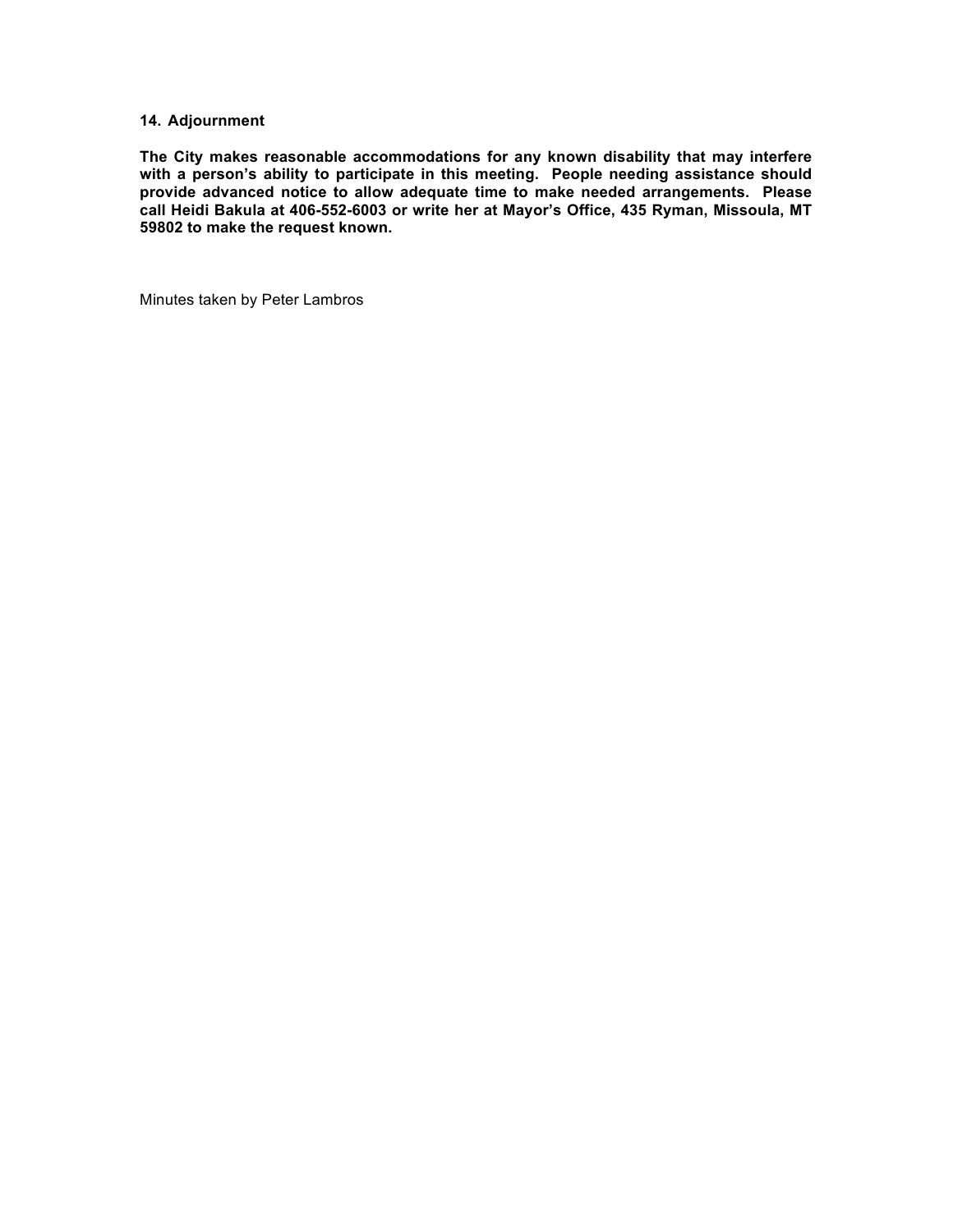**14. Adjournment**

**The City makes reasonable accommodations for any known disability that may interfere with a person's ability to participate in this meeting. People needing assistance should provide advanced notice to allow adequate time to make needed arrangements. Please call Heidi Bakula at 406-552-6003 or write her at Mayor's Office, 435 Ryman, Missoula, MT 59802 to make the request known.**

Minutes taken by Peter Lambros